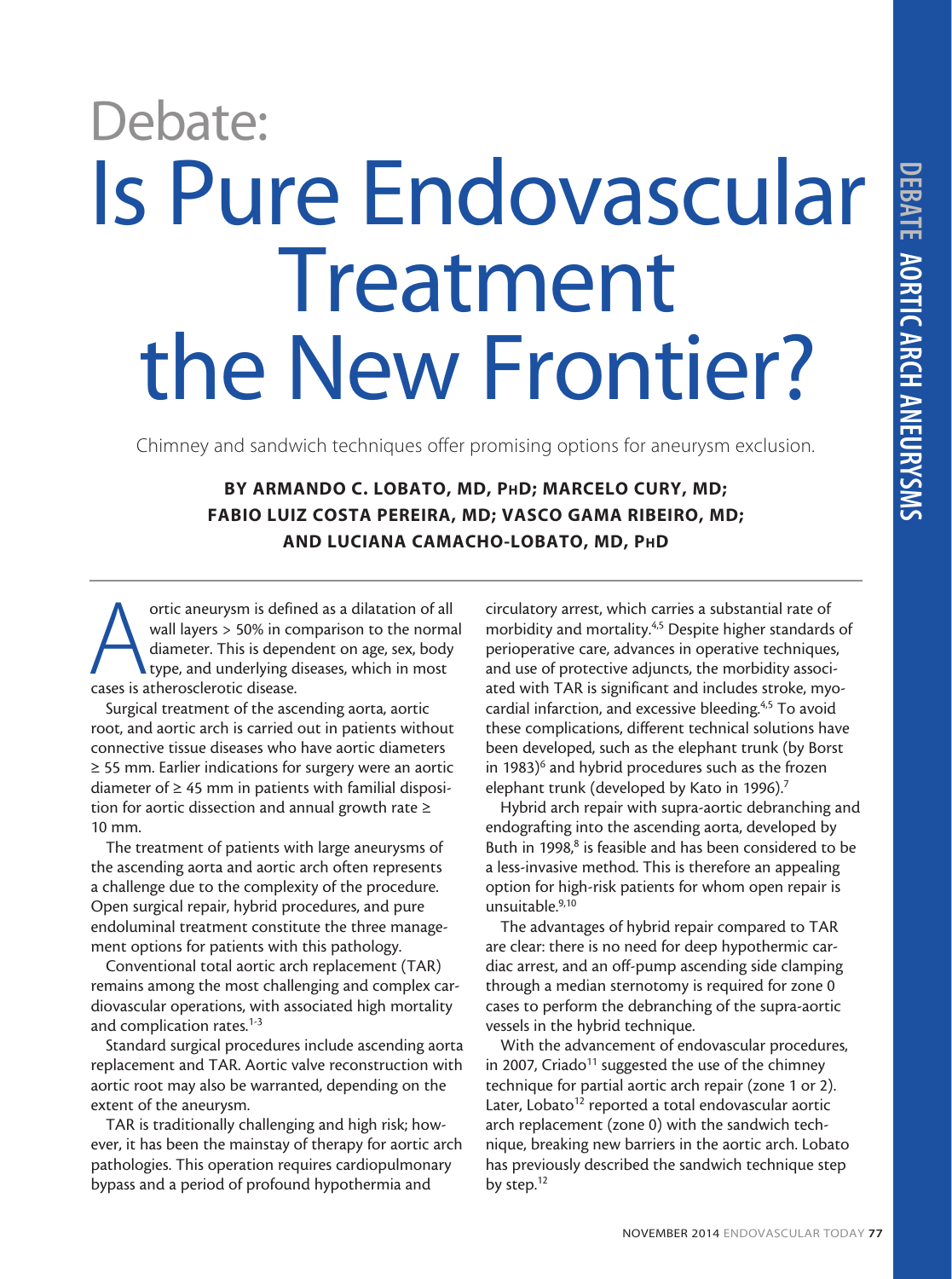# Debate: Is Pure Endovascular Treatment the New Frontier?

Chimney and sandwich techniques offer promising options for aneurysm exclusion.

**BY ARMANDO C. LOBATO, MD, PhD; MARCELO CURY, MD; FABIO LUIZ COSTA PEREIRA, MD; VASCO GAMA RIBEIRO, MD; AND LUCIANA CAMACHO-LOBATO, MD, PhD**

Aortic aneurysm is defined as a dilatation of all wall layers > 50% in comparison to the normal diameter. This is dependent on age, sex, body type, and underlying diseases, which in most cases is atherosclerotic disease.

Surgical treatment of the ascending aorta, aortic root, and aortic arch is carried out in patients without connective tissue diseases who have aortic diameters ≥ 55 mm. Earlier indications for surgery were an aortic diameter of ≥ 45 mm in patients with familial disposition for aortic dissection and annual growth rate ≥ 10 mm.

The treatment of patients with large aneurysms of the ascending aorta and aortic arch often represents a challenge due to the complexity of the procedure. Open surgical repair, hybrid procedures, and pure endoluminal treatment constitute the three management options for patients with this pathology.

Conventional total aortic arch replacement (TAR) remains among the most challenging and complex cardiovascular operations, with associated high mortality and complication rates.[1-3]

Standard surgical procedures include ascending aorta replacement and TAR. Aortic valve reconstruction with aortic root may also be warranted, depending on the extent of the aneurysm.

TAR is traditionally challenging and high risk; however, it has been the mainstay of therapy for aortic arch pathologies. This operation requires cardiopulmonary bypass and a period of profound hypothermia and circulatory arrest, which carries a substantial rate of morbidity and mortality.[4,5] Despite higher standards of perioperative care, advances in operative techniques, and use of protective adjuncts, the morbidity associated with TAR is significant and includes stroke, myocardial infarction, and excessive bleeding.[4,5] To avoid these complications, different technical solutions have been developed, such as the elephant trunk (by Borst in 1983)[6] and hybrid procedures such as the frozen elephant trunk (developed by Kato in 1996).[7]

Hybrid arch repair with supra-aortic debranching and endografting into the ascending aorta, developed by Buth in 1998,[8] is feasible and has been considered to be a less-invasive method. This is therefore an appealing option for high-risk patients for whom open repair is unsuitable.[9,10]

The advantages of hybrid repair compared to TAR are clear: there is no need for deep hypothermic cardiac arrest, and an off-pump ascending side clamping through a median sternotomy is required for zone 0 cases to perform the debranching of the supra-aortic vessels in the hybrid technique.

With the advancement of endovascular procedures, in 2007, Criado[11] suggested the use of the chimney technique for partial aortic arch repair (zone 1 or 2). Later, Lobato[12] reported a total endovascular aortic arch replacement (zone 0) with the sandwich technique, breaking new barriers in the aortic arch. Lobato has previously described the sandwich technique step by step.[12]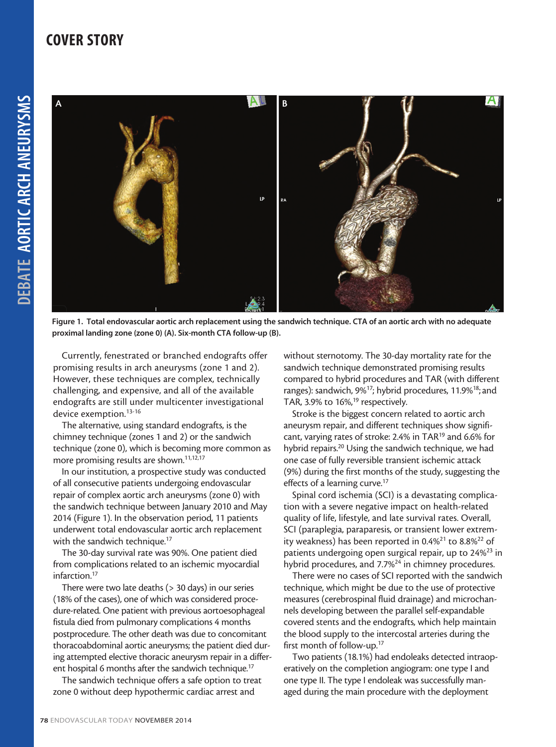Figure 1. Total endovascular aortic arch replacement using the sandwich technique. CTA of an aortic arch with no adequate proximal landing zone (zone 0) (A). Six-month CTA follow-up (B).

Currently, fenestrated or branched endografts offer promising results in arch aneurysms (zone 1 and 2). However, these techniques are complex, technically challenging, and expensive, and all of the available endografts are still under multicenter investigational device exemption.[13-16]

The alternative, using standard endografts, is the chimney technique (zones 1 and 2) or the sandwich technique (zone 0), which is becoming more common as more promising results are shown.[11,12,17]

In our institution, a prospective study was conducted of all consecutive patients undergoing endovascular repair of complex aortic arch aneurysms (zone 0) with the sandwich technique between January 2010 and May 2014 (Figure 1). In the observation period, 11 patients underwent total endovascular aortic arch replacement with the sandwich technique.[17]

The 30-day survival rate was 90%. One patient died from complications related to an ischemic myocardial infarction.[17]

There were two late deaths (> 30 days) in our series (18% of the cases), one of which was considered procedure-related. One patient with previous aortoesophageal fistula died from pulmonary complications 4 months postprocedure. The other death was due to concomitant thoracoabdominal aortic aneurysms; the patient died during attempted elective thoracic aneurysm repair in a different hospital 6 months after the sandwich technique.[17]

The sandwich technique offers a safe option to treat zone 0 without deep hypothermic cardiac arrest and without sternotomy. The 30-day mortality rate for the sandwich technique demonstrated promising results compared to hybrid procedures and TAR (with different ranges): sandwich, 9%[17]; hybrid procedures, 11.9%[18]; and TAR, 3.9% to 16%,[19] respectively.

Stroke is the biggest concern related to aortic arch aneurysm repair, and different techniques show significant, varying rates of stroke: 2.4% in TAR[19] and 6.6% for hybrid repairs.[20] Using the sandwich technique, we had one case of fully reversible transient ischemic attack (9%) during the first months of the study, suggesting the effects of a learning curve.[17]

Spinal cord ischemia (SCI) is a devastating complication with a severe negative impact on health-related quality of life, lifestyle, and late survival rates. Overall, SCI (paraplegia, paraparesis, or transient lower extremity weakness) has been reported in 0.4%[21] to 8.8%[22] of patients undergoing open surgical repair, up to 24%[23] in hybrid procedures, and 7.7%[24] in chimney procedures.

There were no cases of SCI reported with the sandwich technique, which might be due to the use of protective measures (cerebrospinal fluid drainage) and microchannels developing between the parallel self-expandable covered stents and the endografts, which help maintain the blood supply to the intercostal arteries during the first month of follow-up.[17]

Two patients (18.1%) had endoleaks detected intraoperatively on the completion angiogram: one type I and one type II. The type I endoleak was successfully managed during the main procedure with the deployment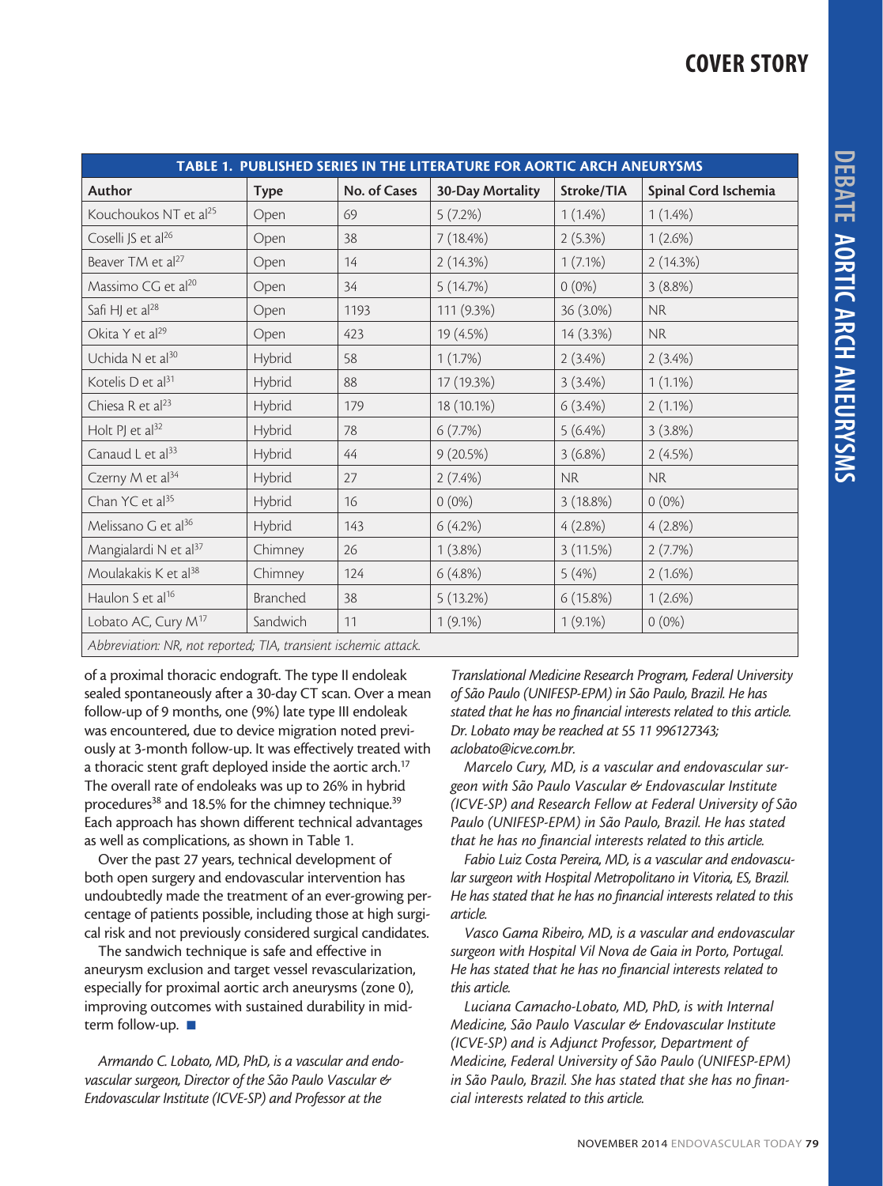| TABLE 1. PUBLISHED SERIES IN THE LITERATURE FOR AORTIC ARCH ANEURYSMS | | | | | |
|---|---|---|---|---|---|
| Author | Type | No. of Cases | 30-Day Mortality | Stroke/TIA | Spinal Cord Ischemia |
| Kouchoukos NT et al[25] | Open | 69 | 5 (7.2%) | 1 (1.4%) | 1 (1.4%) |
| Coselli JS et al[26] | Open | 38 | 7 (18.4%) | 2 (5.3%) | 1 (2.6%) |
| Beaver TM et al[27] | Open | 14 | 2 (14.3%) | 1 (7.1%) | 2 (14.3%) |
| Massimo CG et al[20] | Open | 34 | 5 (14.7%) | 0 (0%) | 3 (8.8%) |
| Safi HJ et al[28] | Open | 1193 | 111 (9.3%) | 36 (3.0%) | NR |
| Okita Y et al[29] | Open | 423 | 19 (4.5%) | 14 (3.3%) | NR |
| Uchida N et al[30] | Hybrid | 58 | 1 (1.7%) | 2 (3.4%) | 2 (3.4%) |
| Kotelis D et al[31] | Hybrid | 88 | 17 (19.3%) | 3 (3.4%) | 1 (1.1%) |
| Chiesa R et al[23] | Hybrid | 179 | 18 (10.1%) | 6 (3.4%) | 2 (1.1%) |
| Holt PJ et al[32] | Hybrid | 78 | 6 (7.7%) | 5 (6.4%) | 3 (3.8%) |
| Canaud L et al[33] | Hybrid | 44 | 9 (20.5%) | 3 (6.8%) | 2 (4.5%) |
| Czerny M et al[34] | Hybrid | 27 | 2 (7.4%) | NR | NR |
| Chan YC et al[35] | Hybrid | 16 | 0 (0%) | 3 (18.8%) | 0 (0%) |
| Melissano G et al[36] | Hybrid | 143 | 6 (4.2%) | 4 (2.8%) | 4 (2.8%) |
| Mangialardi N et al[37] | Chimney | 26 | 1 (3.8%) | 3 (11.5%) | 2 (7.7%) |
| Moulakakis K et al[38] | Chimney | 124 | 6 (4.8%) | 5 (4%) | 2 (1.6%) |
| Haulon S et al[16] | Branched | 38 | 5 (13.2%) | 6 (15.8%) | 1 (2.6%) |
| Lobato AC, Cury M[17] | Sandwich | 11 | 1 (9.1%) | 1 (9.1%) | 0 (0%) |

*Abbreviation: NR, not reported; TIA, transient ischemic attack.*

of a proximal thoracic endograft. The type II endoleak sealed spontaneously after a 30-day CT scan. Over a mean follow-up of 9 months, one (9%) late type III endoleak was encountered, due to device migration noted previously at 3-month follow-up. It was effectively treated with a thoracic stent graft deployed inside the aortic arch.[17] The overall rate of endoleaks was up to 26% in hybrid procedures[38] and 18.5% for the chimney technique.[39] Each approach has shown different technical advantages as well as complications, as shown in Table 1.

Over the past 27 years, technical development of both open surgery and endovascular intervention has undoubtedly made the treatment of an ever-growing percentage of patients possible, including those at high surgical risk and not previously considered surgical candidates.

The sandwich technique is safe and effective in aneurysm exclusion and target vessel revascularization, especially for proximal aortic arch aneurysms (zone 0), improving outcomes with sustained durability in midterm follow-up. ■

*Armando C. Lobato, MD, PhD, is a vascular and endovascular surgeon, Director of the São Paulo Vascular & Endovascular Institute (ICVE-SP) and Professor at the Translational Medicine Research Program, Federal University of São Paulo (UNIFESP-EPM) in São Paulo, Brazil. He has stated that he has no financial interests related to this article. Dr. Lobato may be reached at 55 11 996127343; aclobato@icve.com.br.*

*Marcelo Cury, MD, is a vascular and endovascular surgeon with São Paulo Vascular & Endovascular Institute (ICVE-SP) and Research Fellow at Federal University of São Paulo (UNIFESP-EPM) in São Paulo, Brazil. He has stated that he has no financial interests related to this article.*

*Fabio Luiz Costa Pereira, MD, is a vascular and endovascular surgeon with Hospital Metropolitano in Vitoria, ES, Brazil. He has stated that he has no financial interests related to this article.*

*Vasco Gama Ribeiro, MD, is a vascular and endovascular surgeon with Hospital Vil Nova de Gaia in Porto, Portugal. He has stated that he has no financial interests related to this article.*

*Luciana Camacho-Lobato, MD, PhD, is with Internal Medicine, São Paulo Vascular & Endovascular Institute (ICVE-SP) and is Adjunct Professor, Department of Medicine, Federal University of São Paulo (UNIFESP-EPM) in São Paulo, Brazil. She has stated that she has no financial interests related to this article.*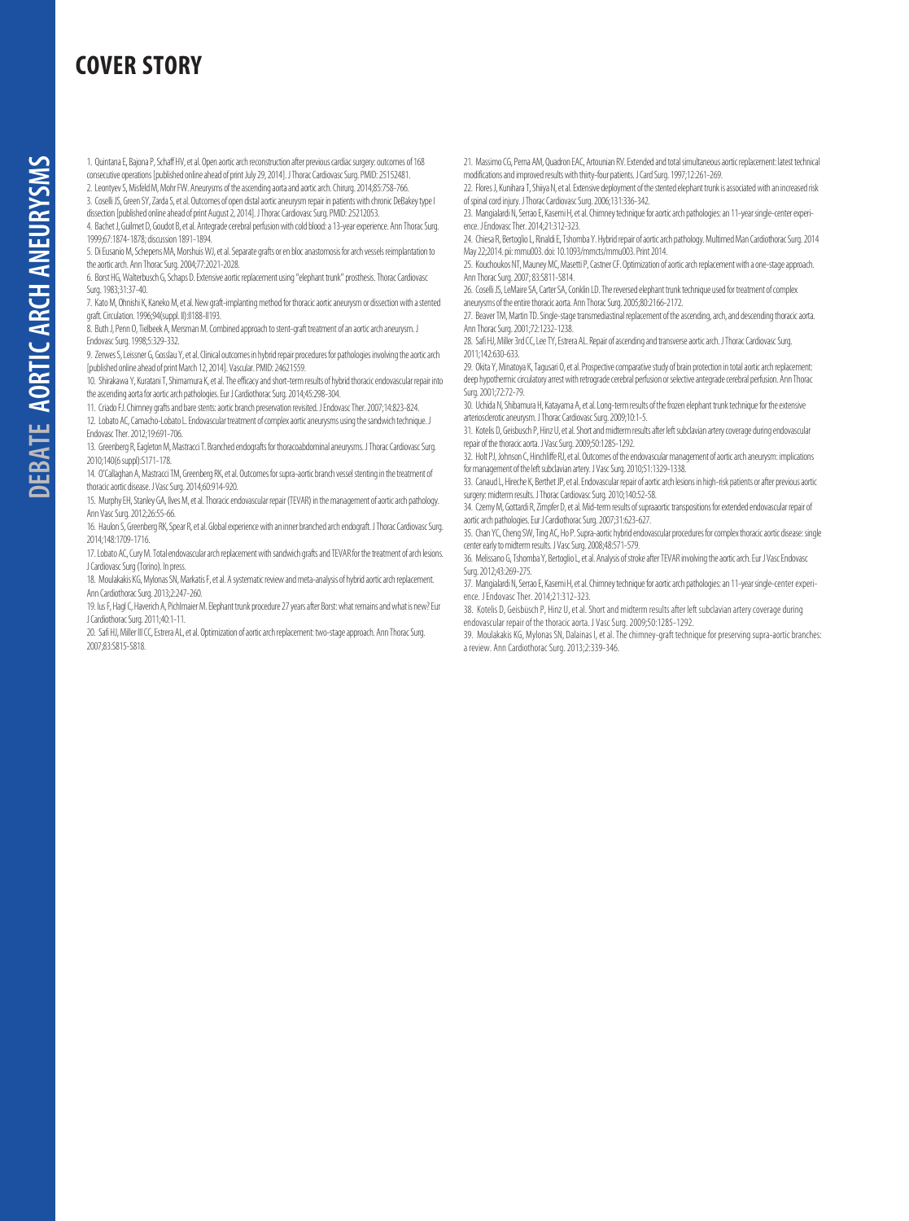1. Quintana E, Bajona P, Schaff HV, et al. Open aortic arch reconstruction after previous cardiac surgery: outcomes of 168 consecutive operations [published online ahead of print July 29, 2014]. J Thorac Cardiovasc Surg. PMID: 25152481.
2. Leontyev S, Misfeld M, Mohr FW. Aneurysms of the ascending aorta and aortic arch. Chirurg. 2014;85:758-766.
3. Coselli JS, Green SY, Zarda S, et al. Outcomes of open distal aortic aneurysm repair in patients with chronic DeBakey type I dissection [published online ahead of print August 2, 2014]. J Thorac Cardiovasc Surg. PMID: 25212053.
4. Bachet J, Guilmet D, Goudot B, et al. Antegrade cerebral perfusion with cold blood: a 13-year experience. Ann Thorac Surg. 1999;67:1874-1878; discussion 1891-1894.
5. Di Eusanio M, Schepens MA, Morshuis WJ, et al. Separate grafts or en bloc anastomosis for arch vessels reimplantation to the aortic arch. Ann Thorac Surg. 2004;77:2021-2028.
6. Borst HG, Walterbusch G, Schaps D. Extensive aortic replacement using "elephant trunk" prosthesis. Thorac Cardiovasc Surg. 1983;31:37-40.
7. Kato M, Ohnishi K, Kaneko M, et al. New graft-implanting method for thoracic aortic aneurysm or dissection with a stented graft. Circulation. 1996;94(suppl. II):II188-II193.
8. Buth J, Penn O, Tielbeek A, Mersman M. Combined approach to stent-graft treatment of an aortic arch aneurysm. J Endovasc Surg. 1998;5:329-332.
9. Zerwes S, Leissner G, Gosslau Y, et al. Clinical outcomes in hybrid repair procedures for pathologies involving the aortic arch [published online ahead of print March 12, 2014]. Vascular. PMID: 24621559.
10. Shirakawa Y, Kuratani T, Shimamura K, et al. The efficacy and short-term results of hybrid thoracic endovascular repair into the ascending aorta for aortic arch pathologies. Eur J Cardiothorac Surg. 2014;45:298-304.
11. Criado FJ. Chimney grafts and bare stents: aortic branch preservation revisited. J Endovasc Ther. 2007;14:823-824.
12. Lobato AC, Camacho-Lobato L. Endovascular treatment of complex aortic aneurysms using the sandwich technique. J Endovasc Ther. 2012;19:691-706.
13. Greenberg R, Eagleton M, Mastracci T. Branched endografts for thoracoabdominal aneurysms. J Thorac Cardiovasc Surg. 2010;140(6 suppl):S171-178.
14. O'Callaghan A, Mastracci TM, Greenberg RK, et al. Outcomes for supra-aortic branch vessel stenting in the treatment of thoracic aortic disease. J Vasc Surg. 2014;60:914-920.
15. Murphy EH, Stanley GA, Ilves M, et al. Thoracic endovascular repair (TEVAR) in the management of aortic arch pathology. Ann Vasc Surg. 2012;26:55-66.
16. Haulon S, Greenberg RK, Spear R, et al. Global experience with an inner branched arch endograft. J Thorac Cardiovasc Surg. 2014;148:1709-1716.
17. Lobato AC, Cury M. Total endovascular arch replacement with sandwich grafts and TEVAR for the treatment of arch lesions. J Cardiovasc Surg (Torino). In press.
18. Moulakakis KG, Mylonas SN, Markatis F, et al. A systematic review and meta-analysis of hybrid aortic arch replacement. Ann Cardiothorac Surg. 2013;2:247-260.
19. Ius F, Hagl C, Haverich A, Pichlmaier M. Elephant trunk procedure 27 years after Borst: what remains and what is new? Eur J Cardiothorac Surg. 2011;40:1-11.
20. Safi HJ, Miller III CC, Estrera AL, et al. Optimization of aortic arch replacement: two-stage approach. Ann Thorac Surg. 2007;83:S815-S818.
21. Massimo CG, Perna AM, Quadron EAC, Artounian RV. Extended and total simultaneous aortic replacement: latest technical modifications and improved results with thirty-four patients. J Card Surg. 1997;12:261-269.
22. Flores J, Kunihara T, Shiiya N, et al. Extensive deployment of the stented elephant trunk is associated with an increased risk of spinal cord injury. J Thorac Cardiovasc Surg. 2006;131:336-342.
23. Mangialardi N, Serrao E, Kasemi H, et al. Chimney technique for aortic arch pathologies: an 11-year single-center experience. J Endovasc Ther. 2014;21:312-323.
24. Chiesa R, Bertoglio L, Rinaldi E, Tshomba Y. Hybrid repair of aortic arch pathology. Multimed Man Cardiothorac Surg. 2014 May 22;2014. pii: mmu003. doi: 10.1093/mmcts/mmu003. Print 2014.
25. Kouchoukos NT, Mauney MC, Masetti P, Castner CF. Optimization of aortic arch replacement with a one-stage approach. Ann Thorac Surg. 2007; 83:S811-S814.
26. Coselli JS, LeMaire SA, Carter SA, Conklin LD. The reversed elephant trunk technique used for treatment of complex aneurysms of the entire thoracic aorta. Ann Thorac Surg. 2005;80:2166-2172.
27. Beaver TM, Martin TD. Single-stage transmediastinal replacement of the ascending, arch, and descending thoracic aorta. Ann Thorac Surg. 2001;72:1232-1238.
28. Safi HJ, Miller 3rd CC, Lee TY, Estrera AL. Repair of ascending and transverse aortic arch. J Thorac Cardiovasc Surg. 2011;142:630-633.
29. Okita Y, Minatoya K, Tagusari O, et al. Prospective comparative study of brain protection in total aortic arch replacement: deep hypothermic circulatory arrest with retrograde cerebral perfusion or selective antegrade cerebral perfusion. Ann Thorac Surg. 2001;72:72-79.
30. Uchida N, Shibamura H, Katayama A, et al. Long-term results of the frozen elephant trunk technique for the extensive arteriosclerotic aneurysm. J Thorac Cardiovasc Surg. 2009;10:1-5.
31. Kotelis D, Geisbusch P, Hinz U, et al. Short and midterm results after left subclavian artery coverage during endovascular repair of the thoracic aorta. J Vasc Surg. 2009;50:1285-1292.
32. Holt PJ, Johnson C, Hinchliffe RJ, et al. Outcomes of the endovascular management of aortic arch aneurysm: implications for management of the left subclavian artery. J Vasc Surg. 2010;51:1329-1338.
33. Canaud L, Hireche K, Berthet JP, et al. Endovascular repair of aortic arch lesions in high-risk patients or after previous aortic surgery: midterm results. J Thorac Cardiovasc Surg. 2010;140:52-58.
34. Czerny M, Gottardi R, Zimpfer D, et al. Mid-term results of supraaortic transpositions for extended endovascular repair of aortic arch pathologies. Eur J Cardiothorac Surg. 2007;31:623-627.
35. Chan YC, Cheng SW, Ting AC, Ho P. Supra-aortic hybrid endovascular procedures for complex thoracic aortic disease: single center early to midterm results. J Vasc Surg. 2008;48:571-579.
36. Melissano G, Tshomba Y, Bertoglio L, et al. Analysis of stroke after TEVAR involving the aortic arch. Eur J Vasc Endovasc Surg. 2012;43:269-275.
37. Mangialardi N, Serrao E, Kasemi H, et al. Chimney technique for aortic arch pathologies: an 11-year single-center experience. J Endovasc Ther. 2014;21:312-323.
38. Kotelis D, Geisbüsch P, Hinz U, et al. Short and midterm results after left subclavian artery coverage during endovascular repair of the thoracic aorta. J Vasc Surg. 2009;50:1285-1292.
39. Moulakakis KG, Mylonas SN, Dalainas I, et al. The chimney-graft technique for preserving supra-aortic branches: a review. Ann Cardiothorac Surg. 2013;2:339-346.